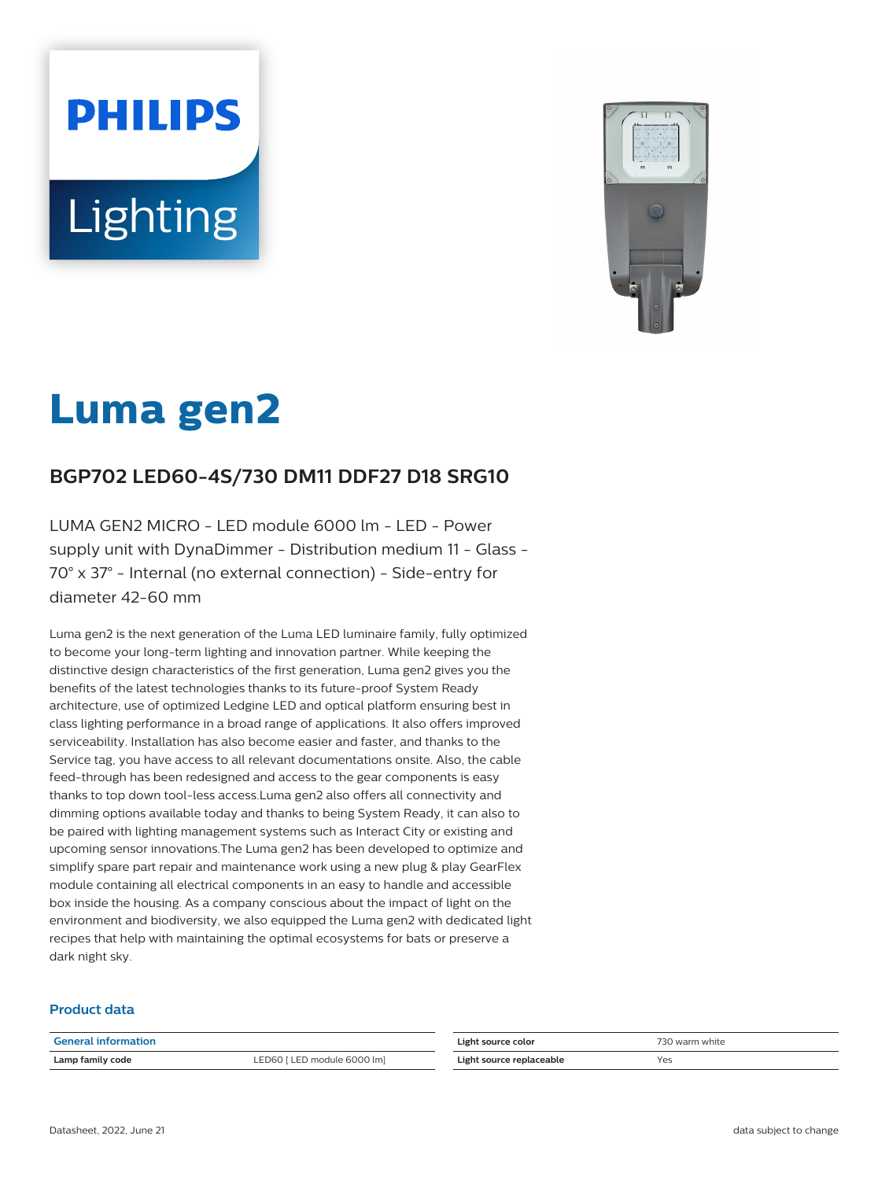# Luma gen2

## BGP702 LED60-4S/730 DM11 DDF27 D18 SRG10

LUMA GEN2 MICRO - LED module 6000 lm - LED - Power supply unit with DynaDimmer - Distribution medium 11 - Glass - 70° x 37° - Internal (no external connection) - Side-entry for diameter 42-60 mm

Luma gen2 is the next generation of the Luma LED luminaire family, fully optimized to become your long-term lighting and innovation partner. While keeping the distinctive design characteristics of the first generation, Luma gen2 gives you the benefits of the latest technologies thanks to its future-proof System Ready architecture, use of optimized Ledgine LED and optical platform ensuring best in class lighting performance in a broad range of applications. It also offers improved serviceability. Installation has also become easier and faster, and thanks to the Service tag, you have access to all relevant documentations onsite. Also, the cable feed-through has been redesigned and access to the gear components is easy thanks to top down tool-less access.Luma gen2 also offers all connectivity and dimming options available today and thanks to being System Ready, it can also to be paired with lighting management systems such as Interact City or existing and upcoming sensor innovations.The Luma gen2 has been developed to optimize and simplify spare part repair and maintenance work using a new plug & play GearFlex module containing all electrical components in an easy to handle and accessible box inside the housing. As a company conscious about the impact of light on the environment and biodiversity, we also equipped the Luma gen2 with dedicated light recipes that help with maintaining the optimal ecosystems for bats or preserve a dark night sky.

### Product data

| General information | |
|---|---|
| **Lamp family code** | LED60 [ LED module 6000 lm] |
| **Light source color** | 730 warm white |
| **Light source replaceable** | Yes |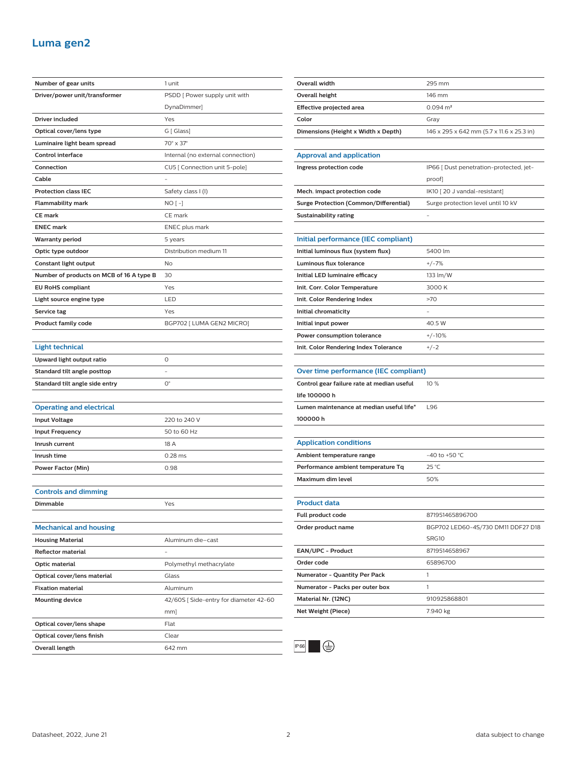## Luma gen2

| | |
|---|---|
| Number of gear units | 1 unit |
| Driver/power unit/transformer | PSDD [ Power supply unit with DynaDimmer] |
| Driver included | Yes |
| Optical cover/lens type | G [ Glass] |
| Luminaire light beam spread | 70° x 37° |
| Control interface | Internal (no external connection) |
| Connection | CU5 [ Connection unit 5-pole] |
| Cable | - |
| Protection class IEC | Safety class I (I) |
| Flammability mark | NO [ -] |
| CE mark | CE mark |
| ENEC mark | ENEC plus mark |
| Warranty period | 5 years |
| Optic type outdoor | Distribution medium 11 |
| Constant light output | No |
| Number of products on MCB of 16 A type B | 30 |
| EU RoHS compliant | Yes |
| Light source engine type | LED |
| Service tag | Yes |
| Product family code | BGP702 [ LUMA GEN2 MICRO] |

### Light technical

| | |
|---|---|
| Upward light output ratio | 0 |
| Standard tilt angle posttop | - |
| Standard tilt angle side entry | 0° |

### Operating and electrical

| | |
|---|---|
| Input Voltage | 220 to 240 V |
| Input Frequency | 50 to 60 Hz |
| Inrush current | 18 A |
| Inrush time | 0.28 ms |
| Power Factor (Min) | 0.98 |

### Controls and dimming

| | |
|---|---|
| Dimmable | Yes |

### Mechanical and housing

| | |
|---|---|
| Housing Material | Aluminum die-cast |
| Reflector material | - |
| Optic material | Polymethyl methacrylate |
| Optical cover/lens material | Glass |
| Fixation material | Aluminum |
| Mounting device | 42/60S [ Side-entry for diameter 42-60 mm] |
| Optical cover/lens shape | Flat |
| Optical cover/lens finish | Clear |
| Overall length | 642 mm |
| Overall width | 295 mm |
| Overall height | 146 mm |
| Effective projected area | 0.094 m² |
| Color | Gray |
| Dimensions (Height x Width x Depth) | 146 x 295 x 642 mm (5.7 x 11.6 x 25.3 in) |

### Approval and application

| | |
|---|---|
| Ingress protection code | IP66 [ Dust penetration-protected, jet-proof] |
| Mech. impact protection code | IK10 [ 20 J vandal-resistant] |
| Surge Protection (Common/Differential) | Surge protection level until 10 kV |
| Sustainability rating | - |

### Initial performance (IEC compliant)

| | |
|---|---|
| Initial luminous flux (system flux) | 5400 lm |
| Luminous flux tolerance | +/-7% |
| Initial LED luminaire efficacy | 133 lm/W |
| Init. Corr. Color Temperature | 3000 K |
| Init. Color Rendering Index | >70 |
| Initial chromaticity | - |
| Initial input power | 40.5 W |
| Power consumption tolerance | +/-10% |
| Init. Color Rendering Index Tolerance | +/-2 |

### Over time performance (IEC compliant)

| | |
|---|---|
| Control gear failure rate at median useful life 100000 h | 10 % |
| Lumen maintenance at median useful life* 100000 h | L96 |

### Application conditions

| | |
|---|---|
| Ambient temperature range | -40 to +50 °C |
| Performance ambient temperature Tq | 25 °C |
| Maximum dim level | 50% |

### Product data

| | |
|---|---|
| Full product code | 871951465896700 |
| Order product name | BGP702 LED60-4S/730 DM11 DDF27 D18 SRG10 |
| EAN/UPC - Product | 8719514658967 |
| Order code | 65896700 |
| Numerator - Quantity Per Pack | 1 |
| Numerator - Packs per outer box | 1 |
| Material Nr. (12NC) | 910925868801 |
| Net Weight (Piece) | 7.940 kg |

IP66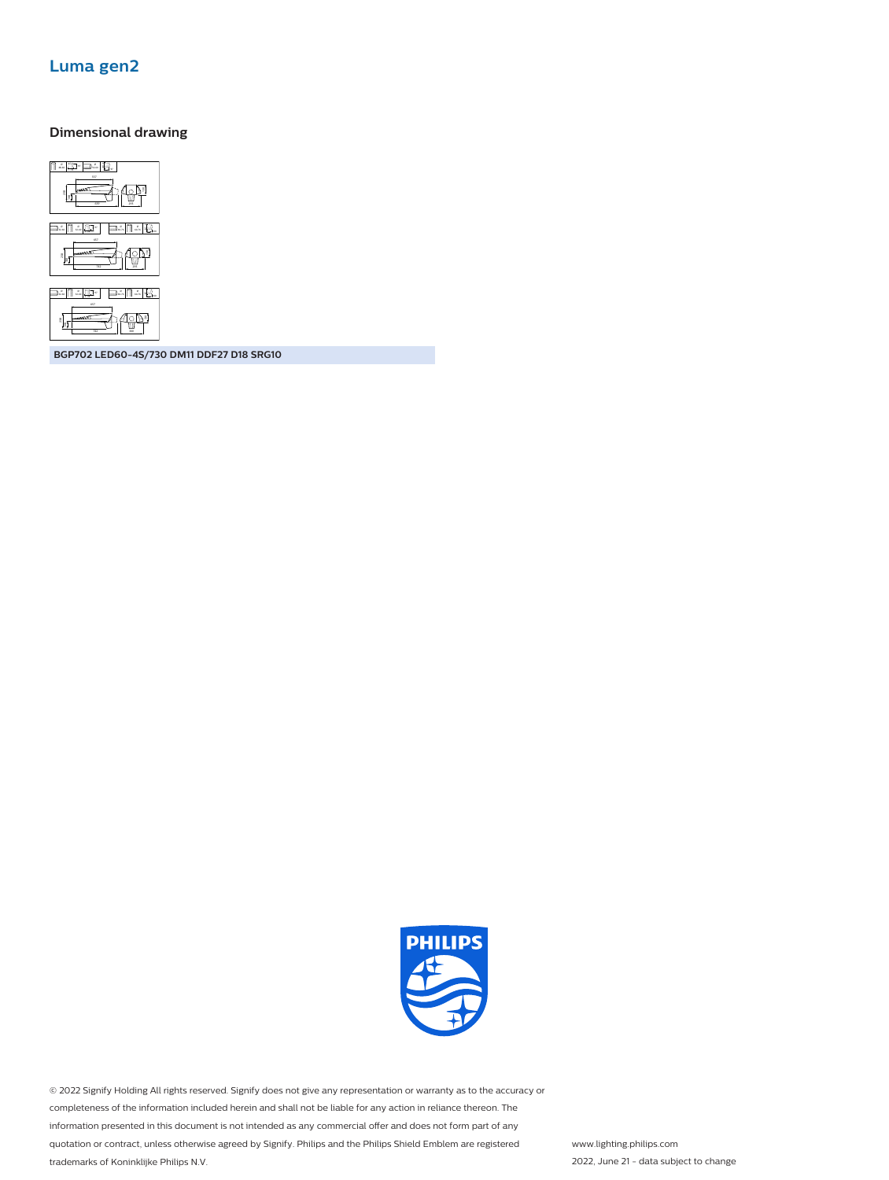# Luma gen2

## Dimensional drawing

**BGP702 LED60-4S/730 DM11 DDF27 D18 SRG10**

© 2022 Signify Holding All rights reserved. Signify does not give any representation or warranty as to the accuracy or completeness of the information included herein and shall not be liable for any action in reliance thereon. The information presented in this document is not intended as any commercial offer and does not form part of any quotation or contract, unless otherwise agreed by Signify. Philips and the Philips Shield Emblem are registered trademarks of Koninklijke Philips N.V.

www.lighting.philips.com

2022, June 21 - data subject to change